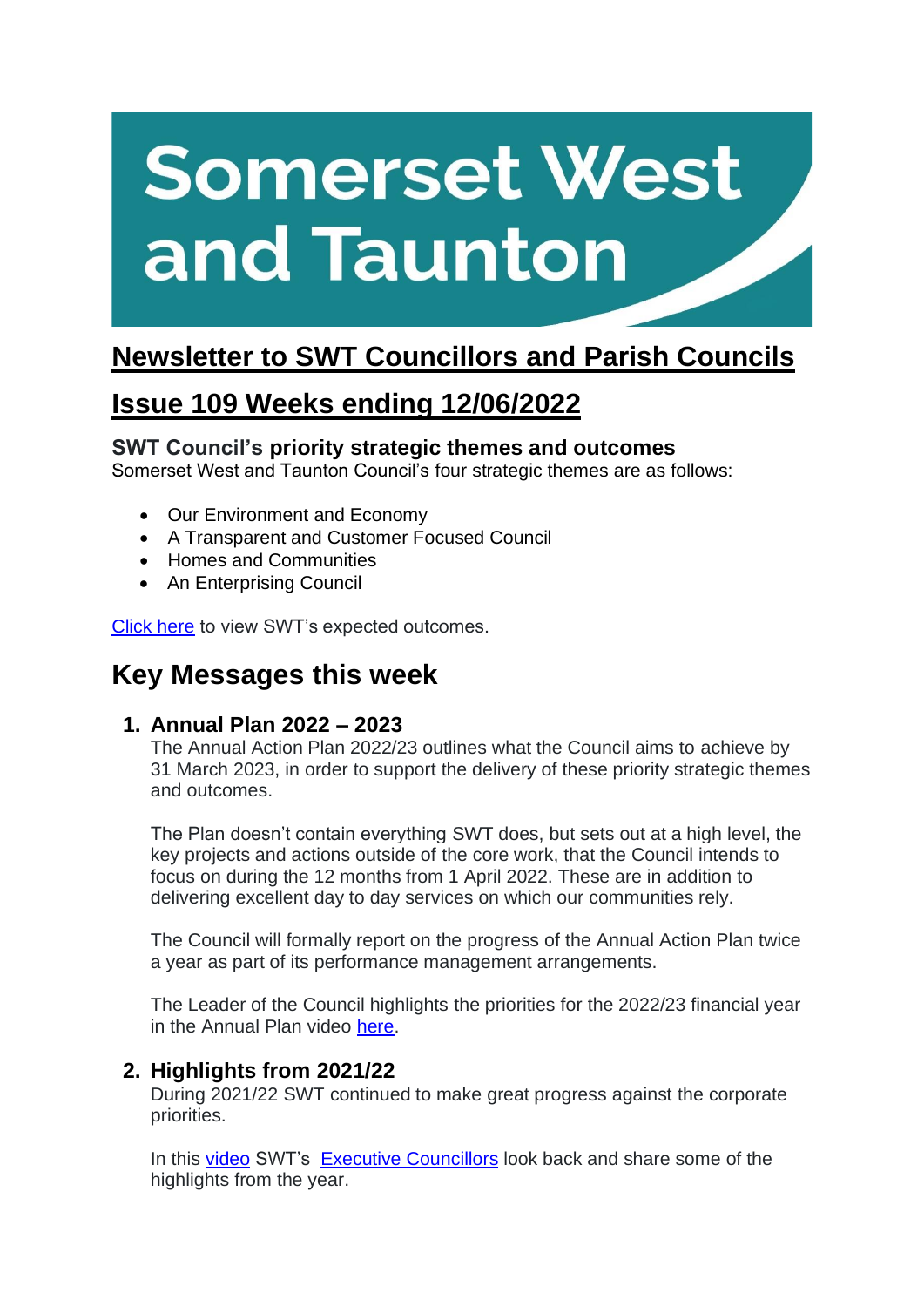# Somerset West and Taunton

## Newsletter to SWT Councillors and Parish Councils

## Issue 109 Weeks ending 12/06/2022

### SWT Council's priority strategic themes and outcomes

Somerset West and Taunton Council's four strategic themes are as follows:

- Our Environment and Economy
- A Transparent and Customer Focused Council
- Homes and Communities
- An Enterprising Council

Click here to view SWT's expected outcomes.

## Key Messages this week

### 1. Annual Plan 2022 – 2023

The Annual Action Plan 2022/23 outlines what the Council aims to achieve by 31 March 2023, in order to support the delivery of these priority strategic themes and outcomes.

The Plan doesn't contain everything SWT does, but sets out at a high level, the key projects and actions outside of the core work, that the Council intends to focus on during the 12 months from 1 April 2022. These are in addition to delivering excellent day to day services on which our communities rely.

The Council will formally report on the progress of the Annual Action Plan twice a year as part of its performance management arrangements.

The Leader of the Council highlights the priorities for the 2022/23 financial year in the Annual Plan video here.

### 2. Highlights from 2021/22

During 2021/22 SWT continued to make great progress against the corporate priorities.

In this video SWT's Executive Councillors look back and share some of the highlights from the year.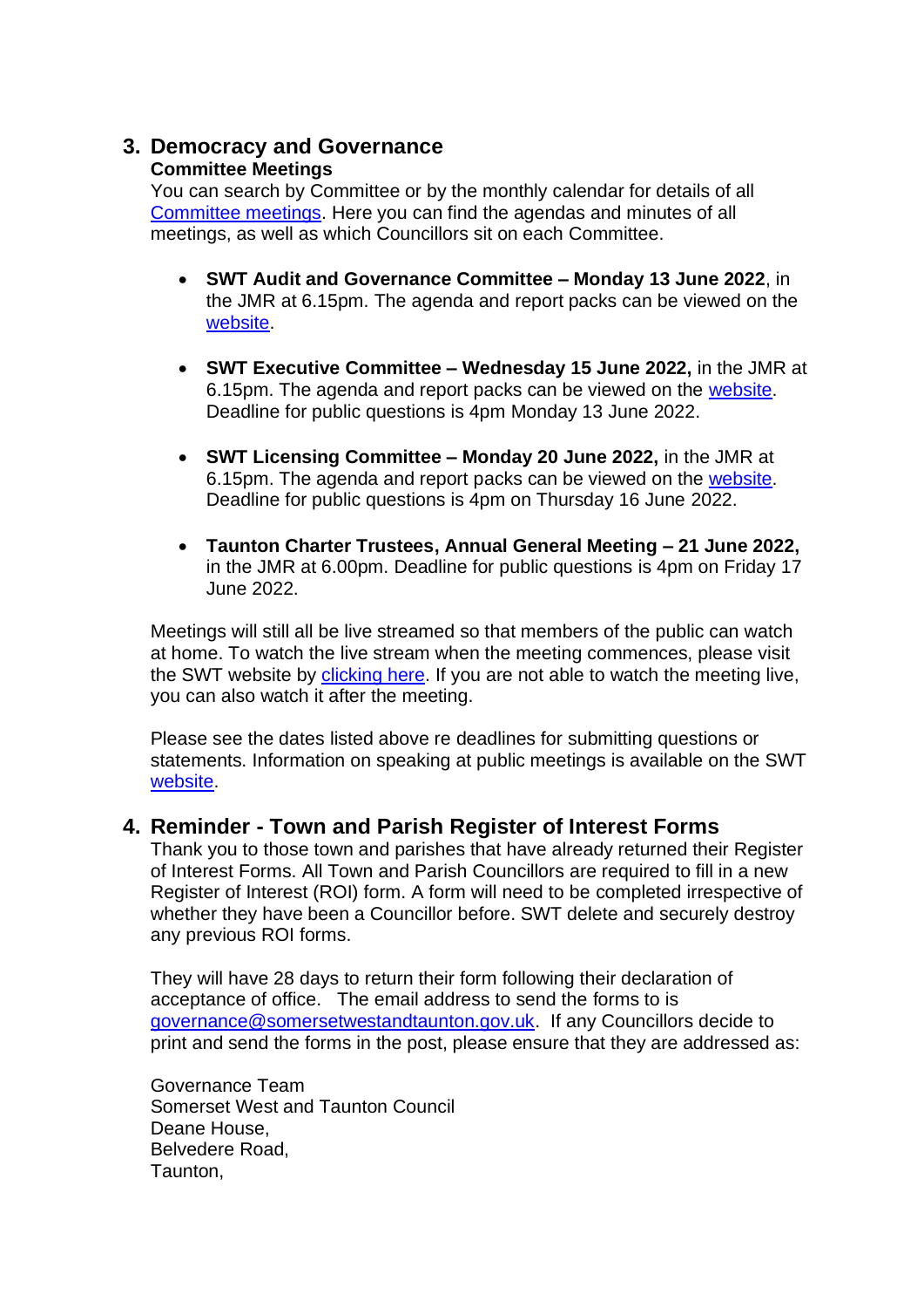## 3. Democracy and Governance

**Committee Meetings**

You can search by Committee or by the monthly calendar for details of all Committee meetings. Here you can find the agendas and minutes of all meetings, as well as which Councillors sit on each Committee.

- **SWT Audit and Governance Committee – Monday 13 June 2022**, in the JMR at 6.15pm. The agenda and report packs can be viewed on the website.

- **SWT Executive Committee – Wednesday 15 June 2022,** in the JMR at 6.15pm. The agenda and report packs can be viewed on the website. Deadline for public questions is 4pm Monday 13 June 2022.

- **SWT Licensing Committee – Monday 20 June 2022,** in the JMR at 6.15pm. The agenda and report packs can be viewed on the website. Deadline for public questions is 4pm on Thursday 16 June 2022.

- **Taunton Charter Trustees, Annual General Meeting – 21 June 2022,** in the JMR at 6.00pm. Deadline for public questions is 4pm on Friday 17 June 2022.

Meetings will still all be live streamed so that members of the public can watch at home. To watch the live stream when the meeting commences, please visit the SWT website by clicking here. If you are not able to watch the meeting live, you can also watch it after the meeting.

Please see the dates listed above re deadlines for submitting questions or statements. Information on speaking at public meetings is available on the SWT website.

## 4. Reminder - Town and Parish Register of Interest Forms

Thank you to those town and parishes that have already returned their Register of Interest Forms. All Town and Parish Councillors are required to fill in a new Register of Interest (ROI) form. A form will need to be completed irrespective of whether they have been a Councillor before. SWT delete and securely destroy any previous ROI forms.

They will have 28 days to return their form following their declaration of acceptance of office. The email address to send the forms to is governance@somersetwestandtaunton.gov.uk. If any Councillors decide to print and send the forms in the post, please ensure that they are addressed as:

Governance Team
Somerset West and Taunton Council
Deane House,
Belvedere Road,
Taunton,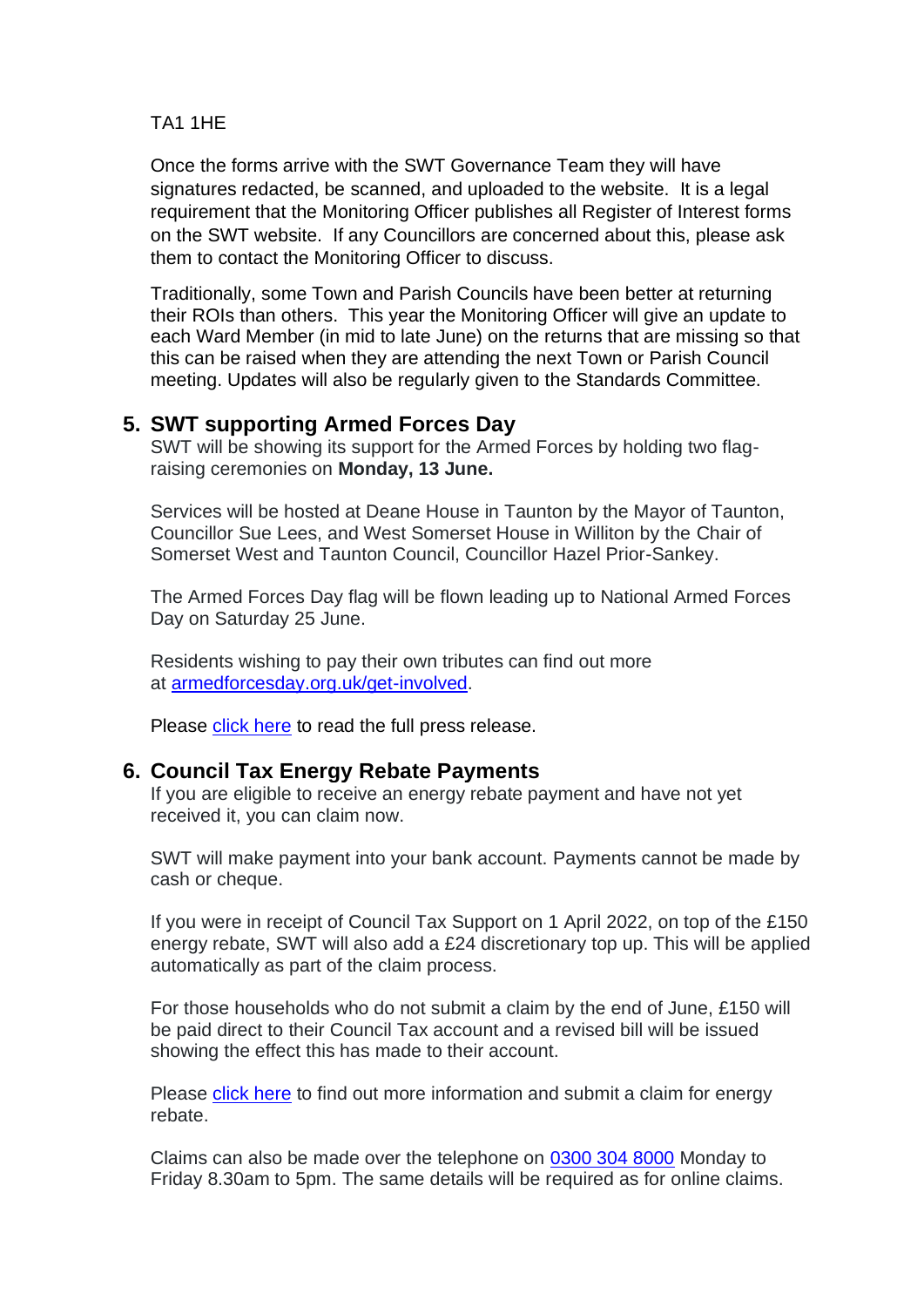TA1 1HE

Once the forms arrive with the SWT Governance Team they will have signatures redacted, be scanned, and uploaded to the website. It is a legal requirement that the Monitoring Officer publishes all Register of Interest forms on the SWT website. If any Councillors are concerned about this, please ask them to contact the Monitoring Officer to discuss.

Traditionally, some Town and Parish Councils have been better at returning their ROIs than others. This year the Monitoring Officer will give an update to each Ward Member (in mid to late June) on the returns that are missing so that this can be raised when they are attending the next Town or Parish Council meeting. Updates will also be regularly given to the Standards Committee.

## 5. SWT supporting Armed Forces Day

SWT will be showing its support for the Armed Forces by holding two flag-raising ceremonies on **Monday, 13 June.**

Services will be hosted at Deane House in Taunton by the Mayor of Taunton, Councillor Sue Lees, and West Somerset House in Williton by the Chair of Somerset West and Taunton Council, Councillor Hazel Prior-Sankey.

The Armed Forces Day flag will be flown leading up to National Armed Forces Day on Saturday 25 June.

Residents wishing to pay their own tributes can find out more at armedforcesday.org.uk/get-involved.

Please click here to read the full press release.

## 6. Council Tax Energy Rebate Payments

If you are eligible to receive an energy rebate payment and have not yet received it, you can claim now.

SWT will make payment into your bank account. Payments cannot be made by cash or cheque.

If you were in receipt of Council Tax Support on 1 April 2022, on top of the £150 energy rebate, SWT will also add a £24 discretionary top up. This will be applied automatically as part of the claim process.

For those households who do not submit a claim by the end of June, £150 will be paid direct to their Council Tax account and a revised bill will be issued showing the effect this has made to their account.

Please click here to find out more information and submit a claim for energy rebate.

Claims can also be made over the telephone on 0300 304 8000 Monday to Friday 8.30am to 5pm. The same details will be required as for online claims.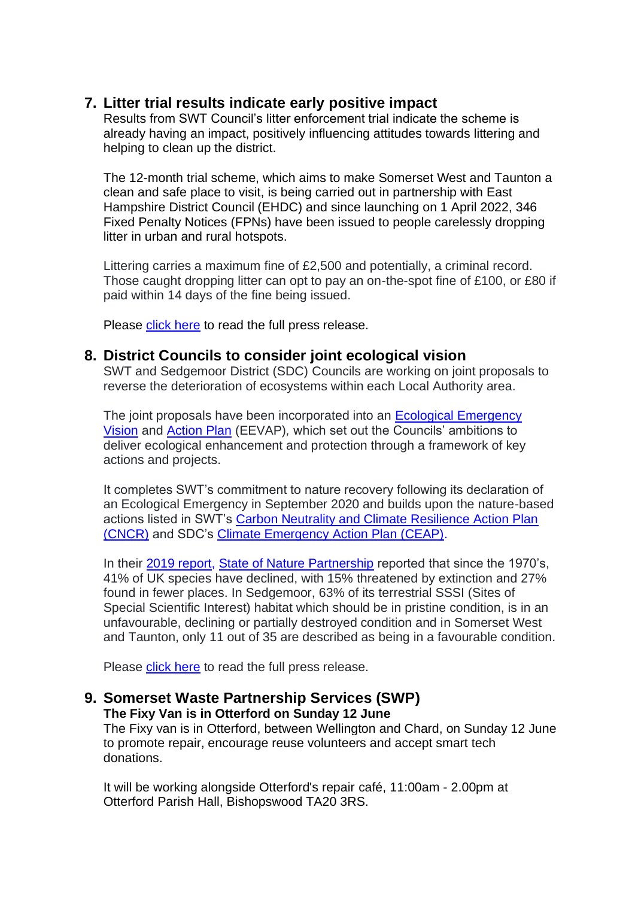## 7. Litter trial results indicate early positive impact

Results from SWT Council's litter enforcement trial indicate the scheme is already having an impact, positively influencing attitudes towards littering and helping to clean up the district.

The 12-month trial scheme, which aims to make Somerset West and Taunton a clean and safe place to visit, is being carried out in partnership with East Hampshire District Council (EHDC) and since launching on 1 April 2022, 346 Fixed Penalty Notices (FPNs) have been issued to people carelessly dropping litter in urban and rural hotspots.

Littering carries a maximum fine of £2,500 and potentially, a criminal record. Those caught dropping litter can opt to pay an on-the-spot fine of £100, or £80 if paid within 14 days of the fine being issued.

Please click here to read the full press release.

## 8. District Councils to consider joint ecological vision

SWT and Sedgemoor District (SDC) Councils are working on joint proposals to reverse the deterioration of ecosystems within each Local Authority area.

The joint proposals have been incorporated into an Ecological Emergency Vision and Action Plan (EEVAP)*,* which set out the Councils' ambitions to deliver ecological enhancement and protection through a framework of key actions and projects.

It completes SWT's commitment to nature recovery following its declaration of an Ecological Emergency in September 2020 and builds upon the nature-based actions listed in SWT's Carbon Neutrality and Climate Resilience Action Plan (CNCR) and SDC's Climate Emergency Action Plan (CEAP).

In their 2019 report, State of Nature Partnership reported that since the 1970's, 41% of UK species have declined, with 15% threatened by extinction and 27% found in fewer places. In Sedgemoor, 63% of its terrestrial SSSI (Sites of Special Scientific Interest) habitat which should be in pristine condition, is in an unfavourable, declining or partially destroyed condition and in Somerset West and Taunton, only 11 out of 35 are described as being in a favourable condition.

Please click here to read the full press release.

## 9. Somerset Waste Partnership Services (SWP)

**The Fixy Van is in Otterford on Sunday 12 June**

The Fixy van is in Otterford, between Wellington and Chard, on Sunday 12 June to promote repair, encourage reuse volunteers and accept smart tech donations.

It will be working alongside Otterford's repair café, 11:00am - 2.00pm at Otterford Parish Hall, Bishopswood TA20 3RS.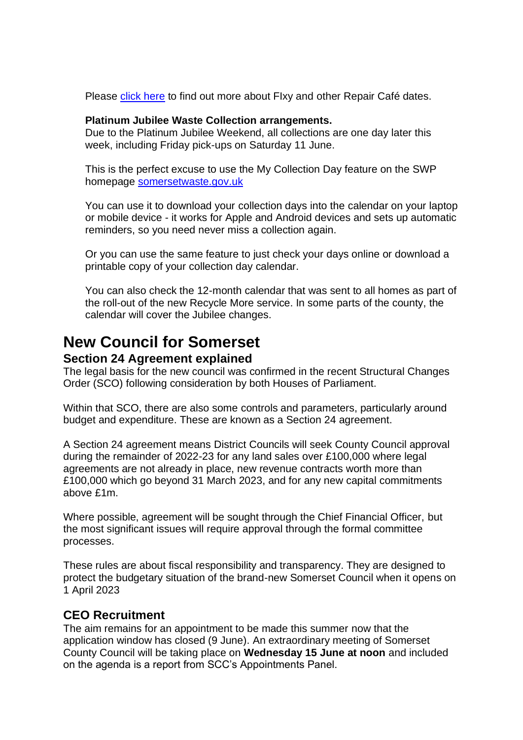Please [click here]() to find out more about FIxy and other Repair Café dates.

**Platinum Jubilee Waste Collection arrangements.**
Due to the Platinum Jubilee Weekend, all collections are one day later this week, including Friday pick-ups on Saturday 11 June.

This is the perfect excuse to use the My Collection Day feature on the SWP homepage [somersetwaste.gov.uk]()

You can use it to download your collection days into the calendar on your laptop or mobile device - it works for Apple and Android devices and sets up automatic reminders, so you need never miss a collection again.

Or you can use the same feature to just check your days online or download a printable copy of your collection day calendar.

You can also check the 12-month calendar that was sent to all homes as part of the roll-out of the new Recycle More service. In some parts of the county, the calendar will cover the Jubilee changes.

# New Council for Somerset

## Section 24 Agreement explained

The legal basis for the new council was confirmed in the recent Structural Changes Order (SCO) following consideration by both Houses of Parliament.

Within that SCO, there are also some controls and parameters, particularly around budget and expenditure. These are known as a Section 24 agreement.

A Section 24 agreement means District Councils will seek County Council approval during the remainder of 2022-23 for any land sales over £100,000 where legal agreements are not already in place, new revenue contracts worth more than £100,000 which go beyond 31 March 2023, and for any new capital commitments above £1m.

Where possible, agreement will be sought through the Chief Financial Officer, but the most significant issues will require approval through the formal committee processes.

These rules are about fiscal responsibility and transparency. They are designed to protect the budgetary situation of the brand-new Somerset Council when it opens on 1 April 2023

## CEO Recruitment

The aim remains for an appointment to be made this summer now that the application window has closed (9 June). An extraordinary meeting of Somerset County Council will be taking place on **Wednesday 15 June at noon** and included on the agenda is a report from SCC's Appointments Panel.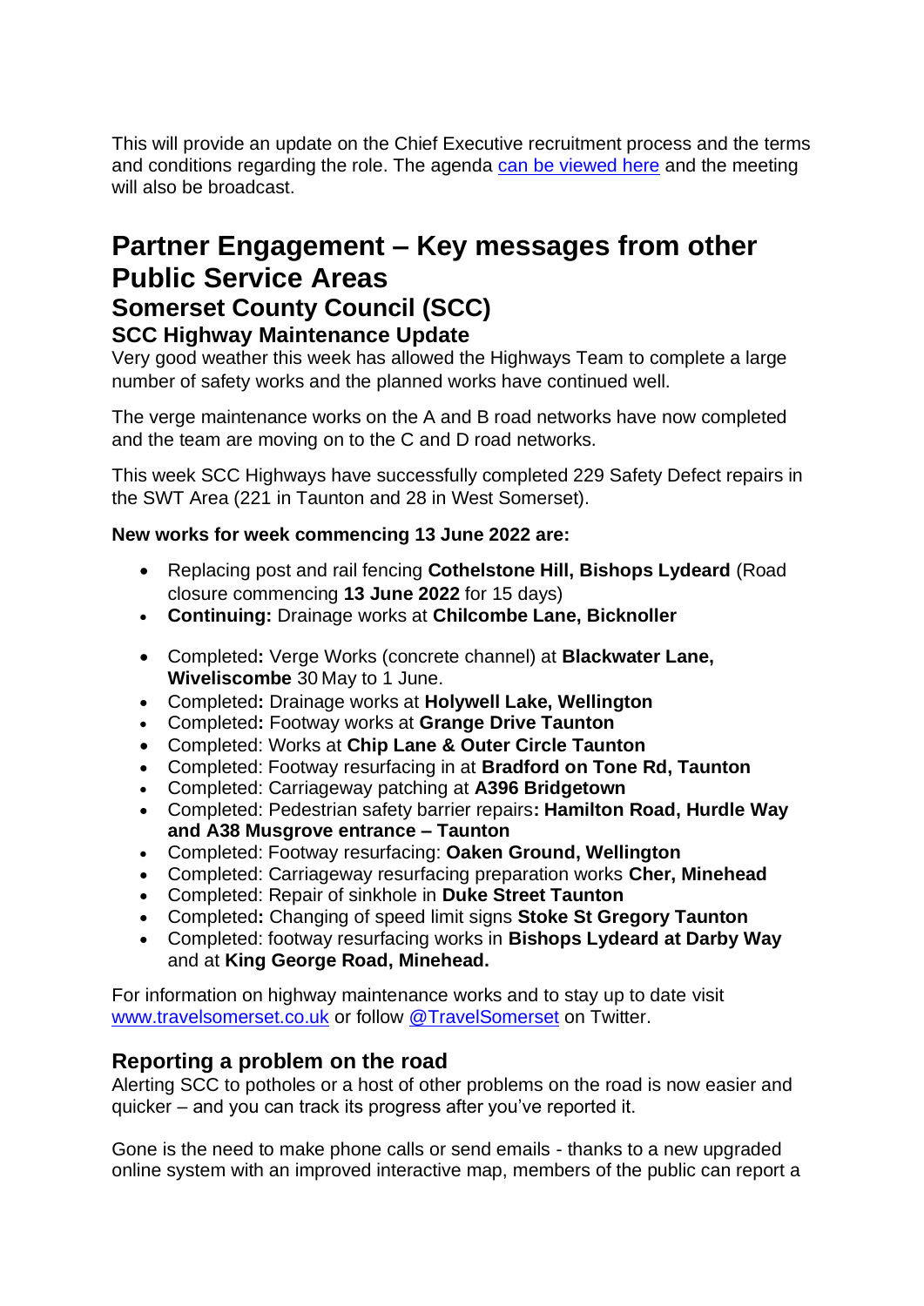This will provide an update on the Chief Executive recruitment process and the terms and conditions regarding the role. The agenda [can be viewed here]() and the meeting will also be broadcast.

# Partner Engagement – Key messages from other Public Service Areas

## Somerset County Council (SCC)

### SCC Highway Maintenance Update

Very good weather this week has allowed the Highways Team to complete a large number of safety works and the planned works have continued well.

The verge maintenance works on the A and B road networks have now completed and the team are moving on to the C and D road networks.

This week SCC Highways have successfully completed 229 Safety Defect repairs in the SWT Area (221 in Taunton and 28 in West Somerset).

**New works for week commencing 13 June 2022 are:**

- Replacing post and rail fencing **Cothelstone Hill, Bishops Lydeard** (Road closure commencing **13 June 2022** for 15 days)
- **Continuing:** Drainage works at **Chilcombe Lane, Bicknoller**

- Completed**:** Verge Works (concrete channel) at **Blackwater Lane, Wiveliscombe** 30 May to 1 June.
- Completed**:** Drainage works at **Holywell Lake, Wellington**
- Completed**:** Footway works at **Grange Drive Taunton**
- Completed: Works at **Chip Lane & Outer Circle Taunton**
- Completed: Footway resurfacing in at **Bradford on Tone Rd, Taunton**
- Completed: Carriageway patching at **A396 Bridgetown**
- Completed: Pedestrian safety barrier repairs**: Hamilton Road, Hurdle Way and A38 Musgrove entrance – Taunton**
- Completed: Footway resurfacing: **Oaken Ground, Wellington**
- Completed: Carriageway resurfacing preparation works **Cher, Minehead**
- Completed: Repair of sinkhole in **Duke Street Taunton**
- Completed**:** Changing of speed limit signs **Stoke St Gregory Taunton**
- Completed: footway resurfacing works in **Bishops Lydeard at Darby Way** and at **King George Road, Minehead.**

For information on highway maintenance works and to stay up to date visit [www.travelsomerset.co.uk]() or follow [@TravelSomerset]() on Twitter.

### Reporting a problem on the road

Alerting SCC to potholes or a host of other problems on the road is now easier and quicker – and you can track its progress after you've reported it.

Gone is the need to make phone calls or send emails - thanks to a new upgraded online system with an improved interactive map, members of the public can report a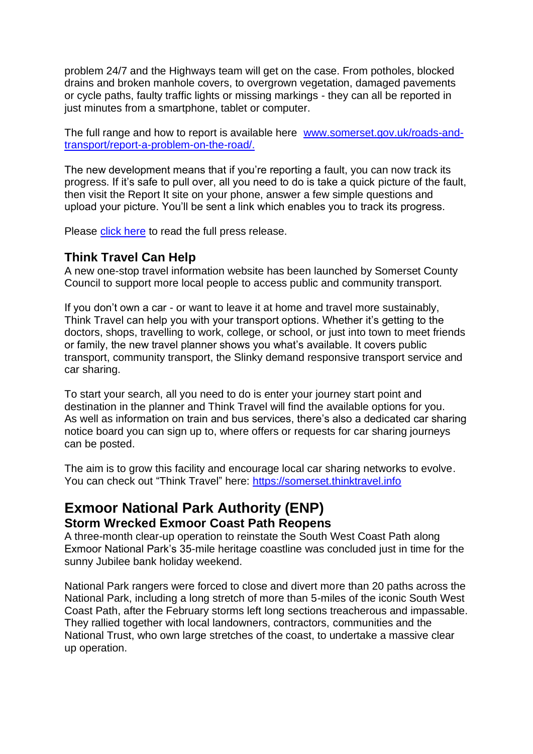problem 24/7 and the Highways team will get on the case. From potholes, blocked drains and broken manhole covers, to overgrown vegetation, damaged pavements or cycle paths, faulty traffic lights or missing markings - they can all be reported in just minutes from a smartphone, tablet or computer.

The full range and how to report is available here [www.somerset.gov.uk/roads-and-transport/report-a-problem-on-the-road/.](www.somerset.gov.uk/roads-and-transport/report-a-problem-on-the-road/)

The new development means that if you're reporting a fault, you can now track its progress. If it's safe to pull over, all you need to do is take a quick picture of the fault, then visit the Report It site on your phone, answer a few simple questions and upload your picture. You'll be sent a link which enables you to track its progress.

Please click here to read the full press release.

### Think Travel Can Help

A new one-stop travel information website has been launched by Somerset County Council to support more local people to access public and community transport.

If you don't own a car - or want to leave it at home and travel more sustainably, Think Travel can help you with your transport options. Whether it's getting to the doctors, shops, travelling to work, college, or school, or just into town to meet friends or family, the new travel planner shows you what's available. It covers public transport, community transport, the Slinky demand responsive transport service and car sharing.

To start your search, all you need to do is enter your journey start point and destination in the planner and Think Travel will find the available options for you. As well as information on train and bus services, there's also a dedicated car sharing notice board you can sign up to, where offers or requests for car sharing journeys can be posted.

The aim is to grow this facility and encourage local car sharing networks to evolve. You can check out "Think Travel" here: [https://somerset.thinktravel.info](https://somerset.thinktravel.info)

## Exmoor National Park Authority (ENP)

### Storm Wrecked Exmoor Coast Path Reopens

A three-month clear-up operation to reinstate the South West Coast Path along Exmoor National Park's 35-mile heritage coastline was concluded just in time for the sunny Jubilee bank holiday weekend.

National Park rangers were forced to close and divert more than 20 paths across the National Park, including a long stretch of more than 5-miles of the iconic South West Coast Path, after the February storms left long sections treacherous and impassable. They rallied together with local landowners, contractors, communities and the National Trust, who own large stretches of the coast, to undertake a massive clear up operation.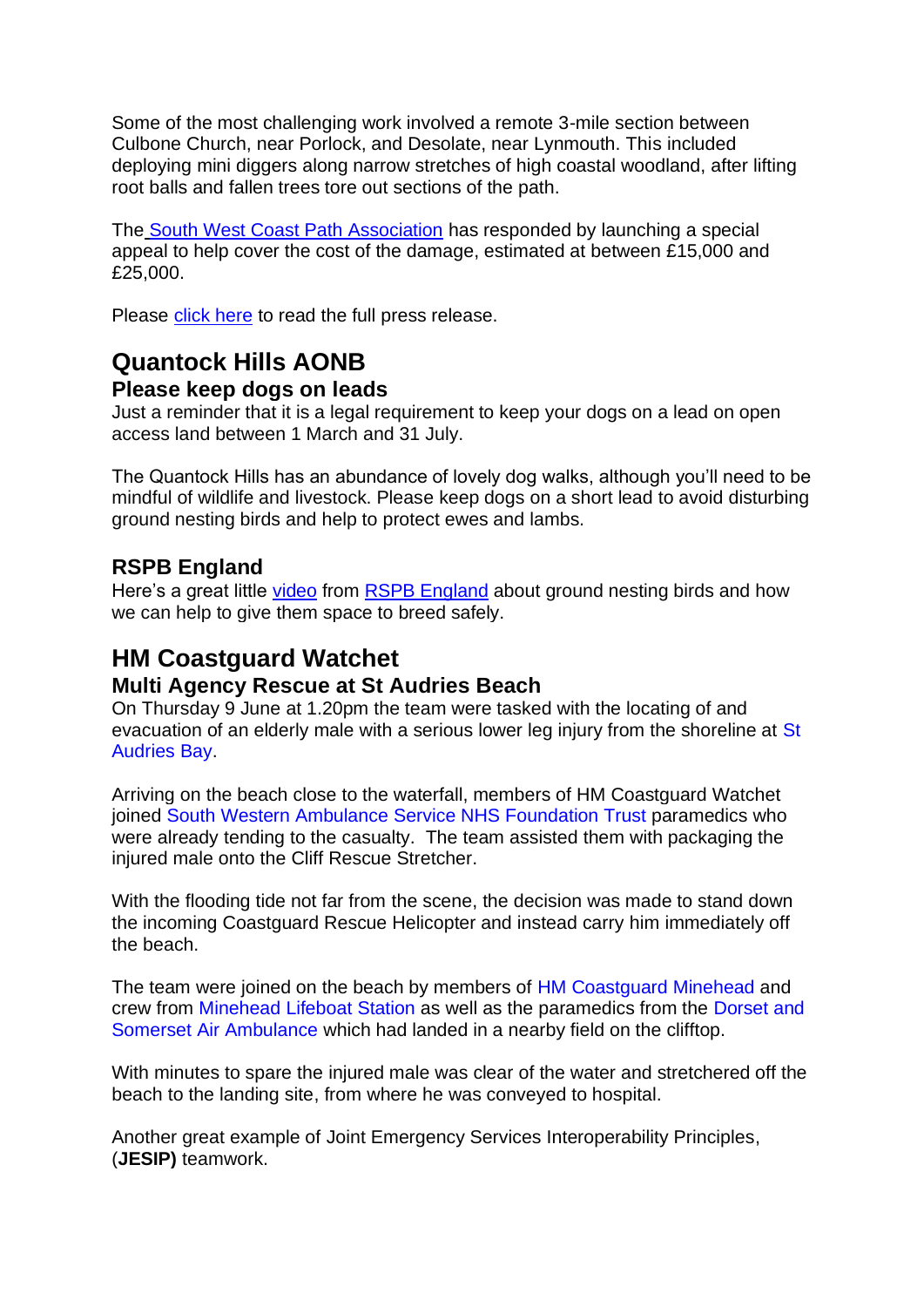Some of the most challenging work involved a remote 3-mile section between Culbone Church, near Porlock, and Desolate, near Lynmouth. This included deploying mini diggers along narrow stretches of high coastal woodland, after lifting root balls and fallen trees tore out sections of the path.

The South West Coast Path Association has responded by launching a special appeal to help cover the cost of the damage, estimated at between £15,000 and £25,000.

Please click here to read the full press release.

## Quantock Hills AONB

### Please keep dogs on leads

Just a reminder that it is a legal requirement to keep your dogs on a lead on open access land between 1 March and 31 July.

The Quantock Hills has an abundance of lovely dog walks, although you'll need to be mindful of wildlife and livestock. Please keep dogs on a short lead to avoid disturbing ground nesting birds and help to protect ewes and lambs.

### RSPB England

Here's a great little video from RSPB England about ground nesting birds and how we can help to give them space to breed safely.

## HM Coastguard Watchet

### Multi Agency Rescue at St Audries Beach

On Thursday 9 June at 1.20pm the team were tasked with the locating of and evacuation of an elderly male with a serious lower leg injury from the shoreline at St Audries Bay.

Arriving on the beach close to the waterfall, members of HM Coastguard Watchet joined South Western Ambulance Service NHS Foundation Trust paramedics who were already tending to the casualty. The team assisted them with packaging the injured male onto the Cliff Rescue Stretcher.

With the flooding tide not far from the scene, the decision was made to stand down the incoming Coastguard Rescue Helicopter and instead carry him immediately off the beach.

The team were joined on the beach by members of HM Coastguard Minehead and crew from Minehead Lifeboat Station as well as the paramedics from the Dorset and Somerset Air Ambulance which had landed in a nearby field on the clifftop.

With minutes to spare the injured male was clear of the water and stretchered off the beach to the landing site, from where he was conveyed to hospital.

Another great example of Joint Emergency Services Interoperability Principles, (**JESIP)** teamwork.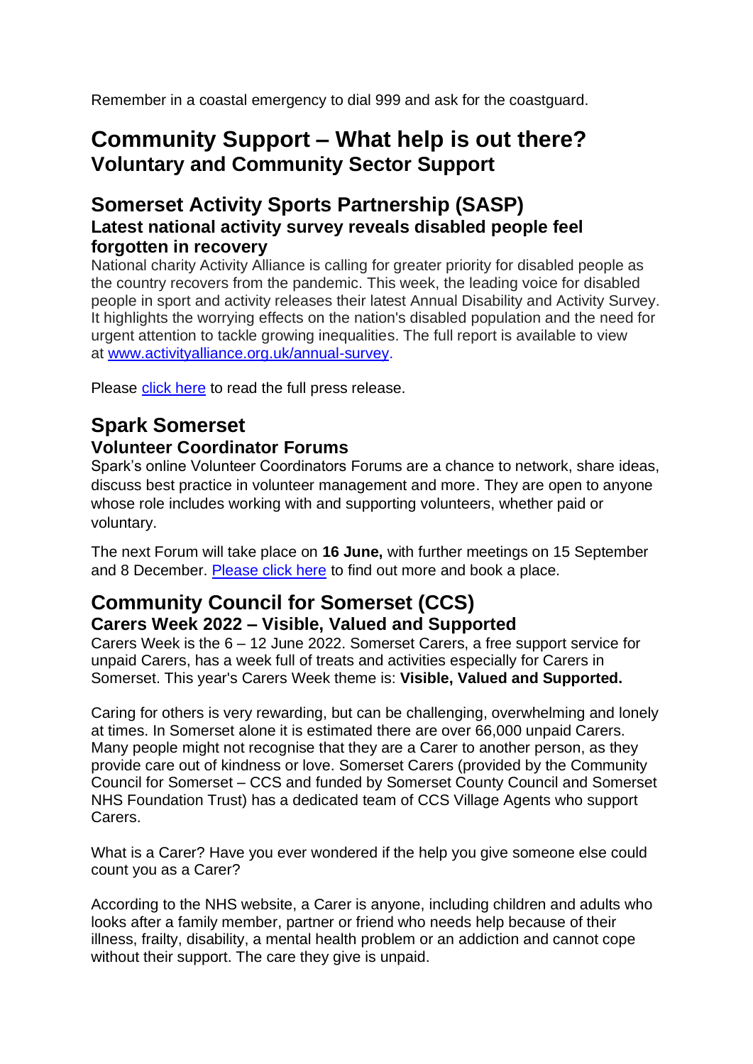Remember in a coastal emergency to dial 999 and ask for the coastguard.

# Community Support – What help is out there?

## Voluntary and Community Sector Support

## Somerset Activity Sports Partnership (SASP)

### Latest national activity survey reveals disabled people feel forgotten in recovery

National charity Activity Alliance is calling for greater priority for disabled people as the country recovers from the pandemic. This week, the leading voice for disabled people in sport and activity releases their latest Annual Disability and Activity Survey. It highlights the worrying effects on the nation's disabled population and the need for urgent attention to tackle growing inequalities. The full report is available to view at www.activityalliance.org.uk/annual-survey.

Please click here to read the full press release.

## Spark Somerset

### Volunteer Coordinator Forums

Spark's online Volunteer Coordinators Forums are a chance to network, share ideas, discuss best practice in volunteer management and more. They are open to anyone whose role includes working with and supporting volunteers, whether paid or voluntary.

The next Forum will take place on **16 June,** with further meetings on 15 September and 8 December. Please click here to find out more and book a place.

## Community Council for Somerset (CCS)

### Carers Week 2022 – Visible, Valued and Supported

Carers Week is the 6 – 12 June 2022. Somerset Carers, a free support service for unpaid Carers, has a week full of treats and activities especially for Carers in Somerset. This year's Carers Week theme is: **Visible, Valued and Supported.**

Caring for others is very rewarding, but can be challenging, overwhelming and lonely at times. In Somerset alone it is estimated there are over 66,000 unpaid Carers. Many people might not recognise that they are a Carer to another person, as they provide care out of kindness or love. Somerset Carers (provided by the Community Council for Somerset – CCS and funded by Somerset County Council and Somerset NHS Foundation Trust) has a dedicated team of CCS Village Agents who support Carers.

What is a Carer? Have you ever wondered if the help you give someone else could count you as a Carer?

According to the NHS website, a Carer is anyone, including children and adults who looks after a family member, partner or friend who needs help because of their illness, frailty, disability, a mental health problem or an addiction and cannot cope without their support. The care they give is unpaid.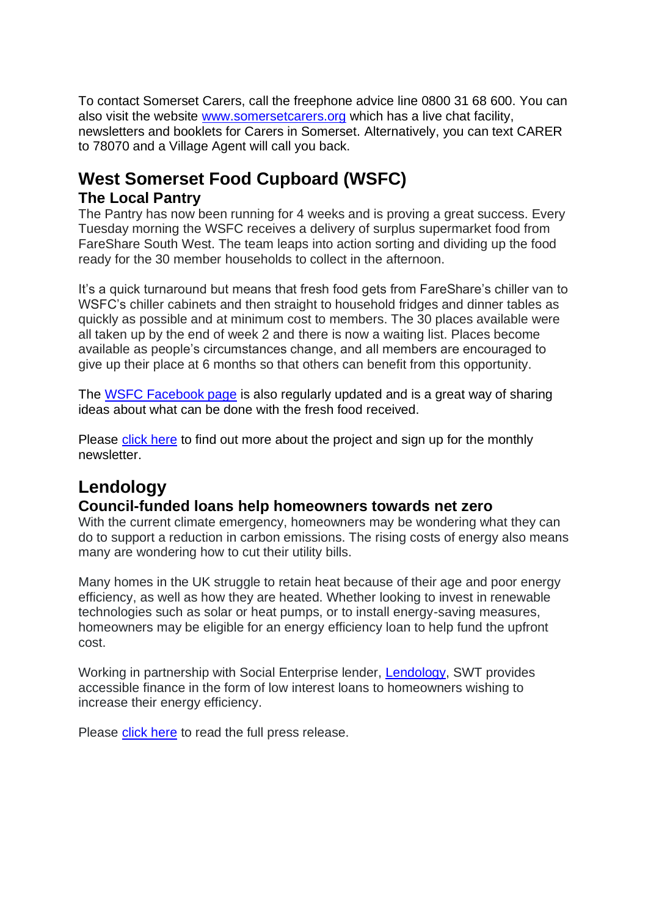To contact Somerset Carers, call the freephone advice line 0800 31 68 600. You can also visit the website [www.somersetcarers.org](http://www.somersetcarers.org) which has a live chat facility, newsletters and booklets for Carers in Somerset. Alternatively, you can text CARER to 78070 and a Village Agent will call you back.

## West Somerset Food Cupboard (WSFC)

### The Local Pantry

The Pantry has now been running for 4 weeks and is proving a great success. Every Tuesday morning the WSFC receives a delivery of surplus supermarket food from FareShare South West. The team leaps into action sorting and dividing up the food ready for the 30 member households to collect in the afternoon.

It's a quick turnaround but means that fresh food gets from FareShare's chiller van to WSFC's chiller cabinets and then straight to household fridges and dinner tables as quickly as possible and at minimum cost to members. The 30 places available were all taken up by the end of week 2 and there is now a waiting list. Places become available as people's circumstances change, and all members are encouraged to give up their place at 6 months so that others can benefit from this opportunity.

The WSFC Facebook page is also regularly updated and is a great way of sharing ideas about what can be done with the fresh food received.

Please click here to find out more about the project and sign up for the monthly newsletter.

## Lendology

### Council-funded loans help homeowners towards net zero

With the current climate emergency, homeowners may be wondering what they can do to support a reduction in carbon emissions. The rising costs of energy also means many are wondering how to cut their utility bills.

Many homes in the UK struggle to retain heat because of their age and poor energy efficiency, as well as how they are heated. Whether looking to invest in renewable technologies such as solar or heat pumps, or to install energy-saving measures, homeowners may be eligible for an energy efficiency loan to help fund the upfront cost.

Working in partnership with Social Enterprise lender, Lendology, SWT provides accessible finance in the form of low interest loans to homeowners wishing to increase their energy efficiency.

Please click here to read the full press release.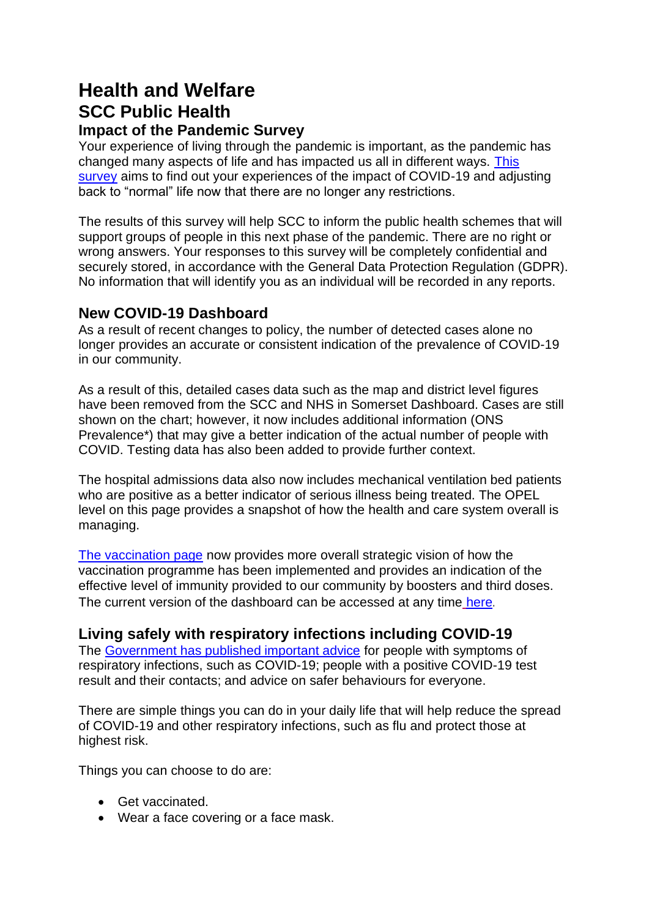# Health and Welfare

## SCC Public Health

### Impact of the Pandemic Survey

Your experience of living through the pandemic is important, as the pandemic has changed many aspects of life and has impacted us all in different ways. This survey aims to find out your experiences of the impact of COVID-19 and adjusting back to "normal" life now that there are no longer any restrictions.

The results of this survey will help SCC to inform the public health schemes that will support groups of people in this next phase of the pandemic. There are no right or wrong answers. Your responses to this survey will be completely confidential and securely stored, in accordance with the General Data Protection Regulation (GDPR). No information that will identify you as an individual will be recorded in any reports.

### New COVID-19 Dashboard

As a result of recent changes to policy, the number of detected cases alone no longer provides an accurate or consistent indication of the prevalence of COVID-19 in our community.

As a result of this, detailed cases data such as the map and district level figures have been removed from the SCC and NHS in Somerset Dashboard. Cases are still shown on the chart; however, it now includes additional information (ONS Prevalence*) that may give a better indication of the actual number of people with COVID. Testing data has also been added to provide further context.

The hospital admissions data also now includes mechanical ventilation bed patients who are positive as a better indicator of serious illness being treated. The OPEL level on this page provides a snapshot of how the health and care system overall is managing.

The vaccination page now provides more overall strategic vision of how the vaccination programme has been implemented and provides an indication of the effective level of immunity provided to our community by boosters and third doses. The current version of the dashboard can be accessed at any time here.

### Living safely with respiratory infections including COVID-19

The Government has published important advice for people with symptoms of respiratory infections, such as COVID-19; people with a positive COVID-19 test result and their contacts; and advice on safer behaviours for everyone.

There are simple things you can do in your daily life that will help reduce the spread of COVID-19 and other respiratory infections, such as flu and protect those at highest risk.

Things you can choose to do are:

- Get vaccinated.
- Wear a face covering or a face mask.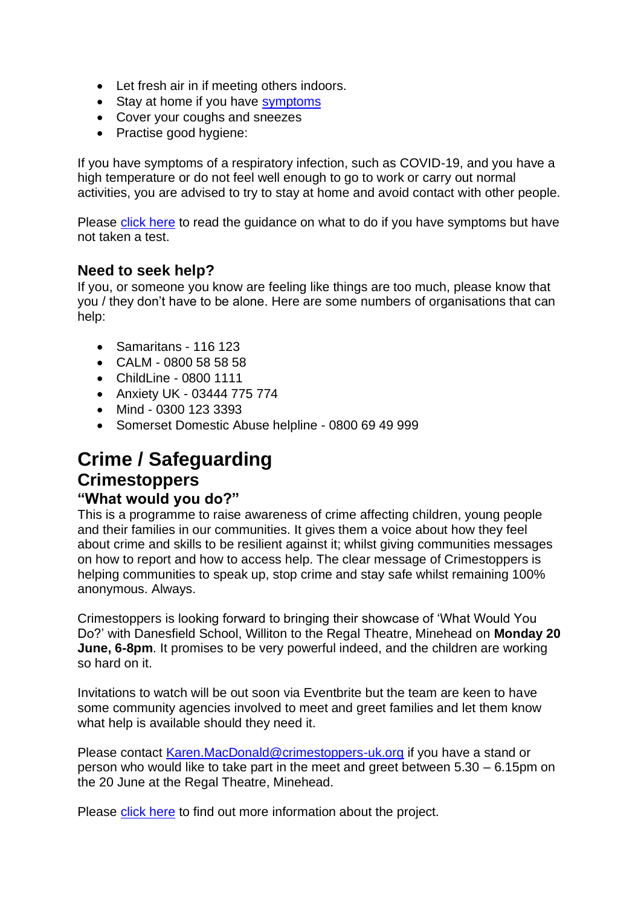- Let fresh air in if meeting others indoors.
- Stay at home if you have symptoms
- Cover your coughs and sneezes
- Practise good hygiene:

If you have symptoms of a respiratory infection, such as COVID-19, and you have a high temperature or do not feel well enough to go to work or carry out normal activities, you are advised to try to stay at home and avoid contact with other people.

Please click here to read the guidance on what to do if you have symptoms but have not taken a test.

### Need to seek help?

If you, or someone you know are feeling like things are too much, please know that you / they don't have to be alone. Here are some numbers of organisations that can help:

- Samaritans - 116 123
- CALM - 0800 58 58 58
- ChildLine - 0800 1111
- Anxiety UK - 03444 775 774
- Mind - 0300 123 3393
- Somerset Domestic Abuse helpline - 0800 69 49 999

# Crime / Safeguarding

## Crimestoppers

### "What would you do?"

This is a programme to raise awareness of crime affecting children, young people and their families in our communities. It gives them a voice about how they feel about crime and skills to be resilient against it; whilst giving communities messages on how to report and how to access help. The clear message of Crimestoppers is helping communities to speak up, stop crime and stay safe whilst remaining 100% anonymous. Always.

Crimestoppers is looking forward to bringing their showcase of 'What Would You Do?' with Danesfield School, Williton to the Regal Theatre, Minehead on **Monday 20 June, 6-8pm**. It promises to be very powerful indeed, and the children are working so hard on it.

Invitations to watch will be out soon via Eventbrite but the team are keen to have some community agencies involved to meet and greet families and let them know what help is available should they need it.

Please contact Karen.MacDonald@crimestoppers-uk.org if you have a stand or person who would like to take part in the meet and greet between 5.30 – 6.15pm on the 20 June at the Regal Theatre, Minehead.

Please click here to find out more information about the project.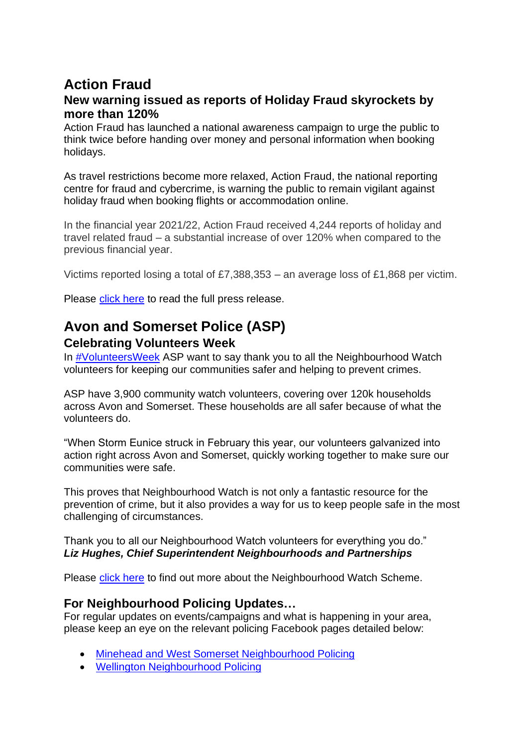# Action Fraud

## New warning issued as reports of Holiday Fraud skyrockets by more than 120%

Action Fraud has launched a national awareness campaign to urge the public to think twice before handing over money and personal information when booking holidays.

As travel restrictions become more relaxed, Action Fraud, the national reporting centre for fraud and cybercrime, is warning the public to remain vigilant against holiday fraud when booking flights or accommodation online.

In the financial year 2021/22, Action Fraud received 4,244 reports of holiday and travel related fraud – a substantial increase of over 120% when compared to the previous financial year.

Victims reported losing a total of £7,388,353 – an average loss of £1,868 per victim.

Please click here to read the full press release.

# Avon and Somerset Police (ASP)

## Celebrating Volunteers Week

In #VolunteersWeek ASP want to say thank you to all the Neighbourhood Watch volunteers for keeping our communities safer and helping to prevent crimes.

ASP have 3,900 community watch volunteers, covering over 120k households across Avon and Somerset. These households are all safer because of what the volunteers do.

"When Storm Eunice struck in February this year, our volunteers galvanized into action right across Avon and Somerset, quickly working together to make sure our communities were safe.

This proves that Neighbourhood Watch is not only a fantastic resource for the prevention of crime, but it also provides a way for us to keep people safe in the most challenging of circumstances.

Thank you to all our Neighbourhood Watch volunteers for everything you do."
***Liz Hughes, Chief Superintendent Neighbourhoods and Partnerships***

Please click here to find out more about the Neighbourhood Watch Scheme.

## For Neighbourhood Policing Updates…

For regular updates on events/campaigns and what is happening in your area, please keep an eye on the relevant policing Facebook pages detailed below:

- Minehead and West Somerset Neighbourhood Policing
- Wellington Neighbourhood Policing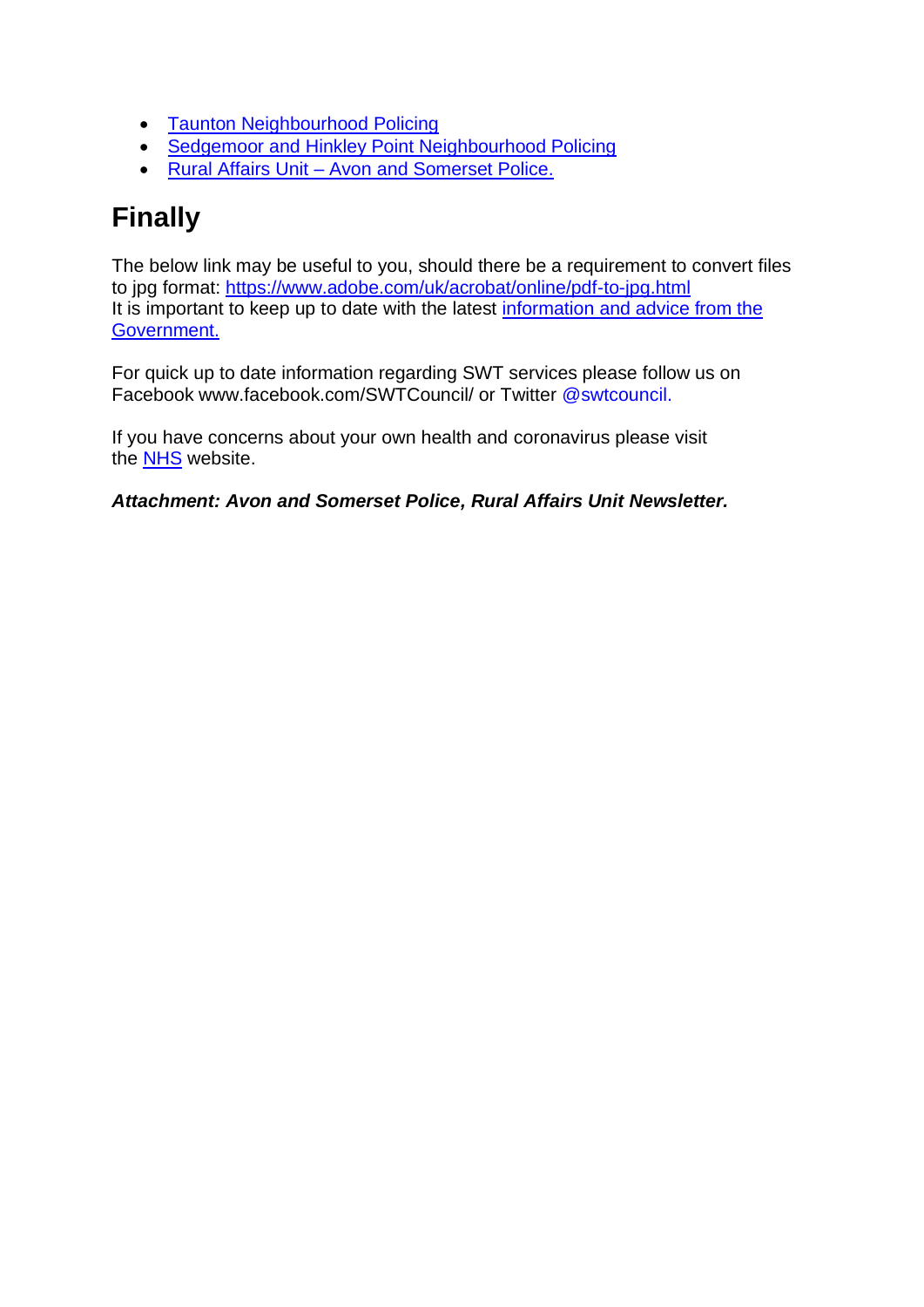- Taunton Neighbourhood Policing
- Sedgemoor and Hinkley Point Neighbourhood Policing
- Rural Affairs Unit – Avon and Somerset Police.

## Finally

The below link may be useful to you, should there be a requirement to convert files to jpg format: https://www.adobe.com/uk/acrobat/online/pdf-to-jpg.html
It is important to keep up to date with the latest information and advice from the Government.

For quick up to date information regarding SWT services please follow us on Facebook www.facebook.com/SWTCouncil/ or Twitter @swtcouncil.

If you have concerns about your own health and coronavirus please visit the NHS website.

***Attachment: Avon and Somerset Police, Rural Affairs Unit Newsletter.***